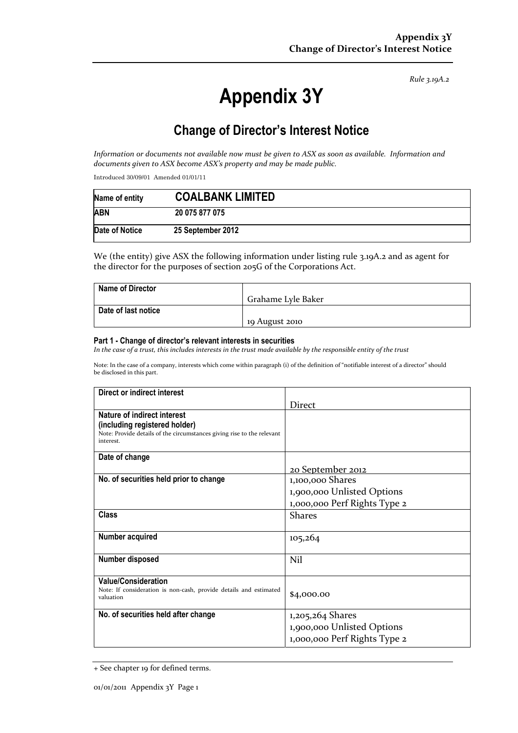*Rule 3.19A.2*

# Appendix 3Y

## Change of Director's Interest Notice

*Information or documents not available now must be given to ASX as soon as available. Information and documents given to ASX become ASX's property and may be made public.*

Introduced 30/09/01 Amended 01/01/11

| | |
|---|---|
| **Name of entity** | **COALBANK LIMITED** |
| **ABN** | **20 075 877 075** |
| **Date of Notice** | **25 September 2012** |

We (the entity) give ASX the following information under listing rule 3.19A.2 and as agent for the director for the purposes of section 205G of the Corporations Act.

| | |
|---|---|
| **Name of Director** | Grahame Lyle Baker |
| **Date of last notice** | 19 August 2010 |

#### Part 1 - Change of director's relevant interests in securities

*In the case of a trust, this includes interests in the trust made available by the responsible entity of the trust*

Note: In the case of a company, interests which come within paragraph (i) of the definition of "notifiable interest of a director" should be disclosed in this part.

| | |
|---|---|
| **Direct or indirect interest** | Direct |
| **Nature of indirect interest (including registered holder)**<br>Note: Provide details of the circumstances giving rise to the relevant interest. | |
| **Date of change** | 20 September 2012 |
| **No. of securities held prior to change** | 1,100,000 Shares<br>1,900,000 Unlisted Options<br>1,000,000 Perf Rights Type 2 |
| **Class** | Shares |
| **Number acquired** | 105,264 |
| **Number disposed** | Nil |
| **Value/Consideration**<br>Note: If consideration is non-cash, provide details and estimated valuation | $4,000.00 |
| **No. of securities held after change** | 1,205,264 Shares<br>1,900,000 Unlisted Options<br>1,000,000 Perf Rights Type 2 |

+ See chapter 19 for defined terms.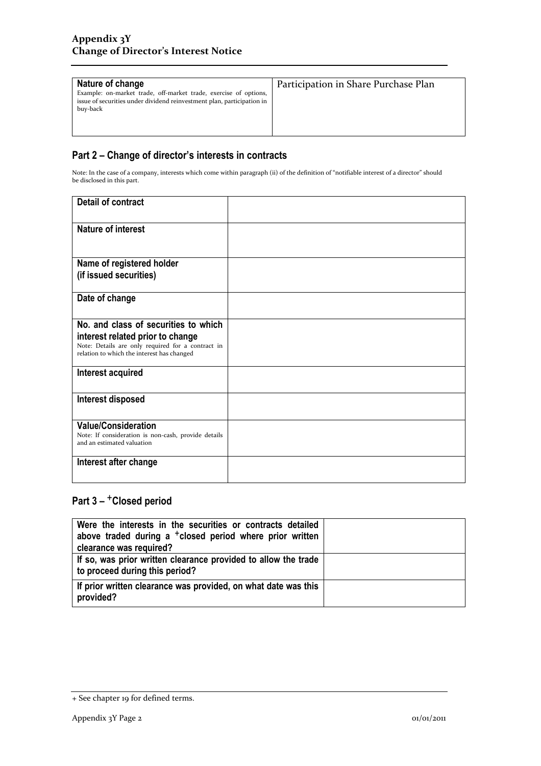| | |
|---|---|
| **Nature of change**<br>Example: on-market trade, off-market trade, exercise of options, issue of securities under dividend reinvestment plan, participation in buy-back | Participation in Share Purchase Plan |

## Part 2 – Change of director's interests in contracts

Note: In the case of a company, interests which come within paragraph (ii) of the definition of "notifiable interest of a director" should be disclosed in this part.

| | |
|---|---|
| **Detail of contract** | |
| **Nature of interest** | |
| **Name of registered holder (if issued securities)** | |
| **Date of change** | |
| **No. and class of securities to which interest related prior to change**<br>Note: Details are only required for a contract in relation to which the interest has changed | |
| **Interest acquired** | |
| **Interest disposed** | |
| **Value/Consideration**<br>Note: If consideration is non-cash, provide details and an estimated valuation | |
| **Interest after change** | |

## Part 3 – +Closed period

| | |
|---|---|
| **Were the interests in the securities or contracts detailed above traded during a +closed period where prior written clearance was required?** | |
| **If so, was prior written clearance provided to allow the trade to proceed during this period?** | |
| **If prior written clearance was provided, on what date was this provided?** | |

+ See chapter 19 for defined terms.